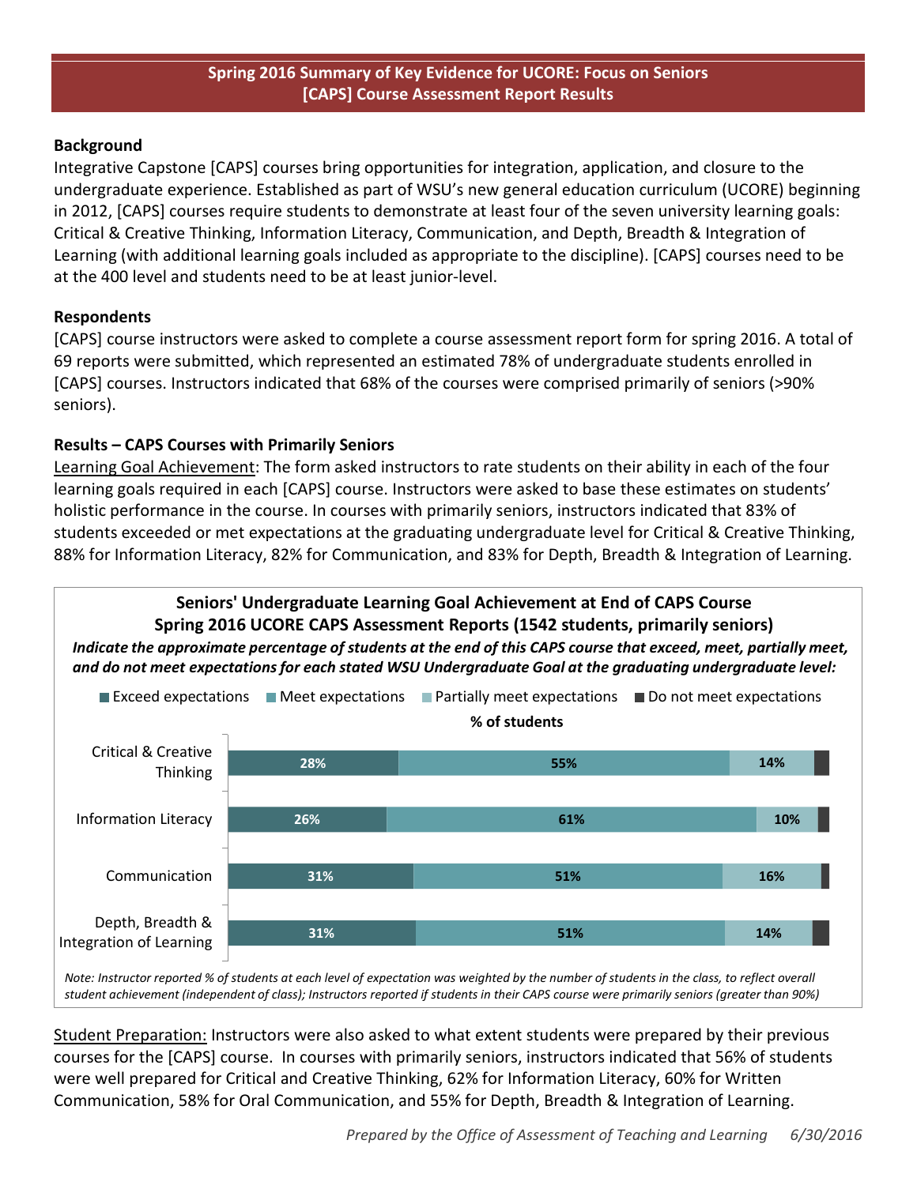# Spring 2016 Summary of Key Evidence for UCORE: Focus on Seniors
## [CAPS] Course Assessment Report Results

### Background

Integrative Capstone [CAPS] courses bring opportunities for integration, application, and closure to the undergraduate experience. Established as part of WSU's new general education curriculum (UCORE) beginning in 2012, [CAPS] courses require students to demonstrate at least four of the seven university learning goals: Critical & Creative Thinking, Information Literacy, Communication, and Depth, Breadth & Integration of Learning (with additional learning goals included as appropriate to the discipline). [CAPS] courses need to be at the 400 level and students need to be at least junior-level.

### Respondents

[CAPS] course instructors were asked to complete a course assessment report form for spring 2016. A total of 69 reports were submitted, which represented an estimated 78% of undergraduate students enrolled in [CAPS] courses. Instructors indicated that 68% of the courses were comprised primarily of seniors (>90% seniors).

### Results – CAPS Courses with Primarily Seniors

Learning Goal Achievement: The form asked instructors to rate students on their ability in each of the four learning goals required in each [CAPS] course. Instructors were asked to base these estimates on students' holistic performance in the course. In courses with primarily seniors, instructors indicated that 83% of students exceeded or met expectations at the graduating undergraduate level for Critical & Creative Thinking, 88% for Information Literacy, 82% for Communication, and 83% for Depth, Breadth & Integration of Learning.

**Seniors' Undergraduate Learning Goal Achievement at End of CAPS Course**
**Spring 2016 UCORE CAPS Assessment Reports (1542 students, primarily seniors)**

***Indicate the approximate percentage of students at the end of this CAPS course that exceed, meet, partially meet, and do not meet expectations for each stated WSU Undergraduate Goal at the graduating undergraduate level:***

% of students

| | Exceed expectations | Meet expectations | Partially meet expectations | Do not meet expectations |
|---|---|---|---|---|
| Critical & Creative Thinking | 28% | 55% | 14% | |
| Information Literacy | 26% | 61% | 10% | |
| Communication | 31% | 51% | 16% | |
| Depth, Breadth & Integration of Learning | 31% | 51% | 14% | |

*Note: Instructor reported % of students at each level of expectation was weighted by the number of students in the class, to reflect overall student achievement (independent of class); Instructors reported if students in their CAPS course were primarily seniors (greater than 90%)*

Student Preparation: Instructors were also asked to what extent students were prepared by their previous courses for the [CAPS] course. In courses with primarily seniors, instructors indicated that 56% of students were well prepared for Critical and Creative Thinking, 62% for Information Literacy, 60% for Written Communication, 58% for Oral Communication, and 55% for Depth, Breadth & Integration of Learning.

*Prepared by the Office of Assessment of Teaching and Learning 6/30/2016*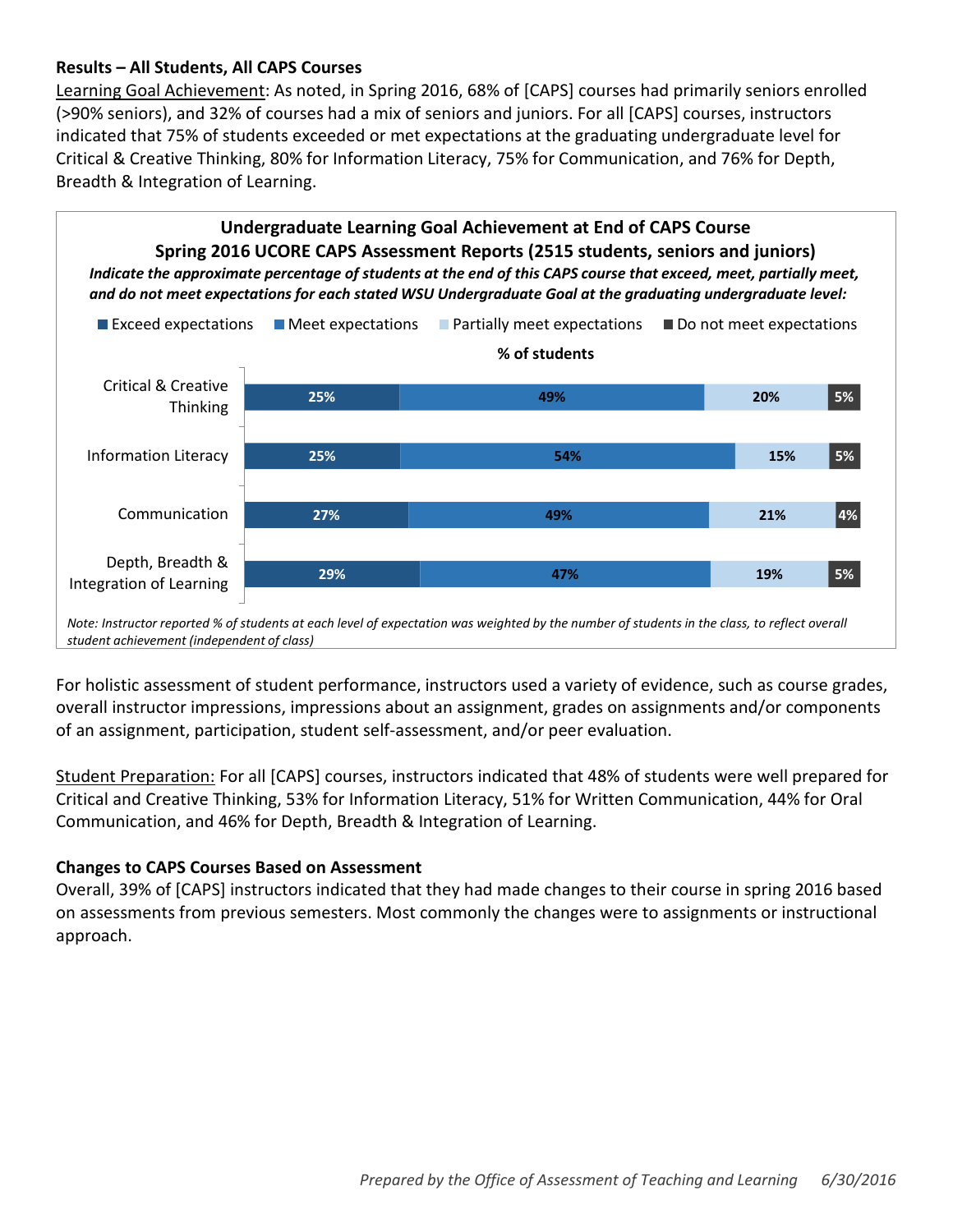**Results – All Students, All CAPS Courses**

Learning Goal Achievement: As noted, in Spring 2016, 68% of [CAPS] courses had primarily seniors enrolled (>90% seniors), and 32% of courses had a mix of seniors and juniors. For all [CAPS] courses, instructors indicated that 75% of students exceeded or met expectations at the graduating undergraduate level for Critical & Creative Thinking, 80% for Information Literacy, 75% for Communication, and 76% for Depth, Breadth & Integration of Learning.

**Undergraduate Learning Goal Achievement at End of CAPS Course**
**Spring 2016 UCORE CAPS Assessment Reports (2515 students, seniors and juniors)**
***Indicate the approximate percentage of students at the end of this CAPS course that exceed, meet, partially meet, and do not meet expectations for each stated WSU Undergraduate Goal at the graduating undergraduate level:***

Exceed expectations
Meet expectations
Partially meet expectations
Do not meet expectations

**% of students**

Critical & Creative Thinking
25%
49%
20%
5%

Information Literacy
25%
54%
15%
5%

Communication
27%
49%
21%
4%

Depth, Breadth & Integration of Learning
29%
47%
19%
5%

*Note: Instructor reported % of students at each level of expectation was weighted by the number of students in the class, to reflect overall student achievement (independent of class)*

For holistic assessment of student performance, instructors used a variety of evidence, such as course grades, overall instructor impressions, impressions about an assignment, grades on assignments and/or components of an assignment, participation, student self-assessment, and/or peer evaluation.

Student Preparation: For all [CAPS] courses, instructors indicated that 48% of students were well prepared for Critical and Creative Thinking, 53% for Information Literacy, 51% for Written Communication, 44% for Oral Communication, and 46% for Depth, Breadth & Integration of Learning.

**Changes to CAPS Courses Based on Assessment**

Overall, 39% of [CAPS] instructors indicated that they had made changes to their course in spring 2016 based on assessments from previous semesters. Most commonly the changes were to assignments or instructional approach.

*Prepared by the Office of Assessment of Teaching and Learning 6/30/2016*